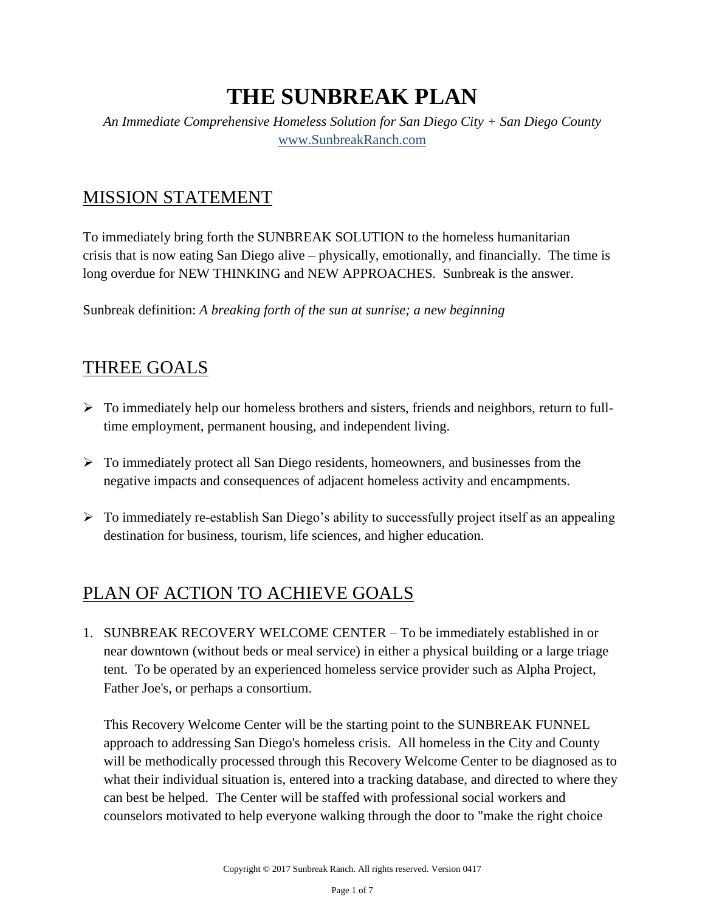# THE SUNBREAK PLAN

*An Immediate Comprehensive Homeless Solution for San Diego City + San Diego County*
www.SunbreakRanch.com

## MISSION STATEMENT

To immediately bring forth the SUNBREAK SOLUTION to the homeless humanitarian crisis that is now eating San Diego alive – physically, emotionally, and financially. The time is long overdue for NEW THINKING and NEW APPROACHES. Sunbreak is the answer.

Sunbreak definition: *A breaking forth of the sun at sunrise; a new beginning*

## THREE GOALS

- To immediately help our homeless brothers and sisters, friends and neighbors, return to full-time employment, permanent housing, and independent living.
- To immediately protect all San Diego residents, homeowners, and businesses from the negative impacts and consequences of adjacent homeless activity and encampments.
- To immediately re-establish San Diego's ability to successfully project itself as an appealing destination for business, tourism, life sciences, and higher education.

## PLAN OF ACTION TO ACHIEVE GOALS

1. SUNBREAK RECOVERY WELCOME CENTER – To be immediately established in or near downtown (without beds or meal service) in either a physical building or a large triage tent. To be operated by an experienced homeless service provider such as Alpha Project, Father Joe's, or perhaps a consortium.

   This Recovery Welcome Center will be the starting point to the SUNBREAK FUNNEL approach to addressing San Diego's homeless crisis. All homeless in the City and County will be methodically processed through this Recovery Welcome Center to be diagnosed as to what their individual situation is, entered into a tracking database, and directed to where they can best be helped. The Center will be staffed with professional social workers and counselors motivated to help everyone walking through the door to "make the right choice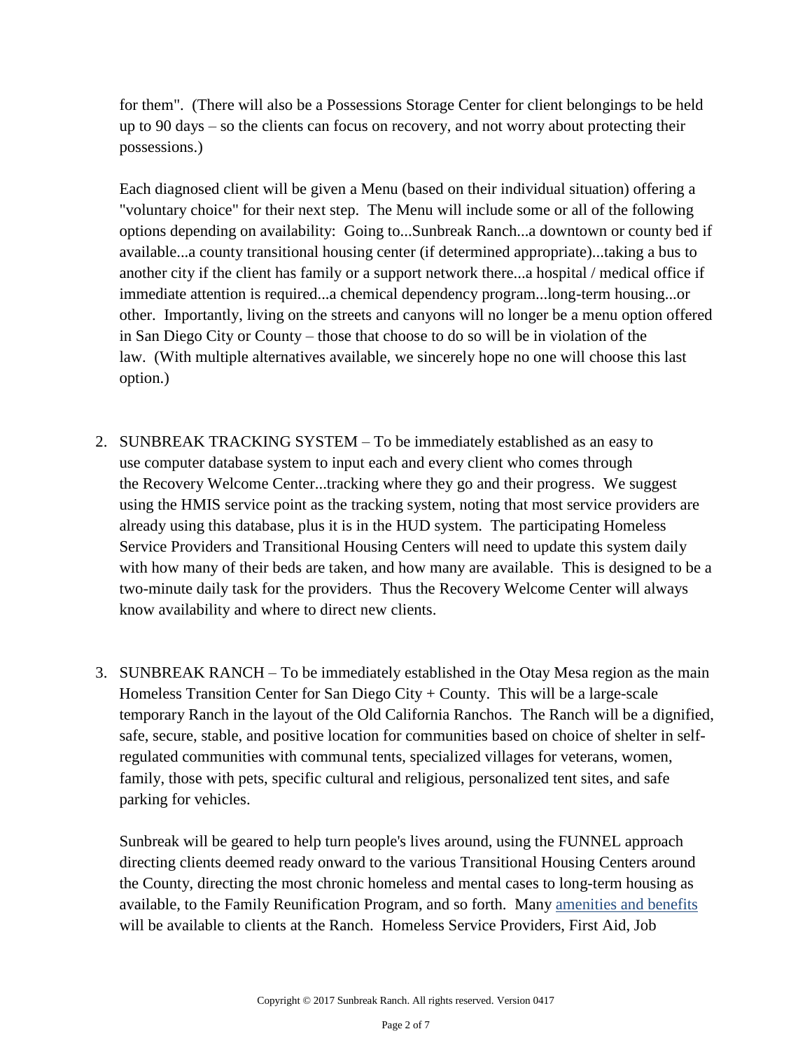for them". (There will also be a Possessions Storage Center for client belongings to be held up to 90 days – so the clients can focus on recovery, and not worry about protecting their possessions.)

Each diagnosed client will be given a Menu (based on their individual situation) offering a "voluntary choice" for their next step. The Menu will include some or all of the following options depending on availability: Going to...Sunbreak Ranch...a downtown or county bed if available...a county transitional housing center (if determined appropriate)...taking a bus to another city if the client has family or a support network there...a hospital / medical office if immediate attention is required...a chemical dependency program...long-term housing...or other. Importantly, living on the streets and canyons will no longer be a menu option offered in San Diego City or County – those that choose to do so will be in violation of the law. (With multiple alternatives available, we sincerely hope no one will choose this last option.)

2. SUNBREAK TRACKING SYSTEM – To be immediately established as an easy to use computer database system to input each and every client who comes through the Recovery Welcome Center...tracking where they go and their progress. We suggest using the HMIS service point as the tracking system, noting that most service providers are already using this database, plus it is in the HUD system. The participating Homeless Service Providers and Transitional Housing Centers will need to update this system daily with how many of their beds are taken, and how many are available. This is designed to be a two-minute daily task for the providers. Thus the Recovery Welcome Center will always know availability and where to direct new clients.

3. SUNBREAK RANCH – To be immediately established in the Otay Mesa region as the main Homeless Transition Center for San Diego City + County. This will be a large-scale temporary Ranch in the layout of the Old California Ranchos. The Ranch will be a dignified, safe, secure, stable, and positive location for communities based on choice of shelter in self-regulated communities with communal tents, specialized villages for veterans, women, family, those with pets, specific cultural and religious, personalized tent sites, and safe parking for vehicles.

   Sunbreak will be geared to help turn people's lives around, using the FUNNEL approach directing clients deemed ready onward to the various Transitional Housing Centers around the County, directing the most chronic homeless and mental cases to long-term housing as available, to the Family Reunification Program, and so forth. Many amenities and benefits will be available to clients at the Ranch. Homeless Service Providers, First Aid, Job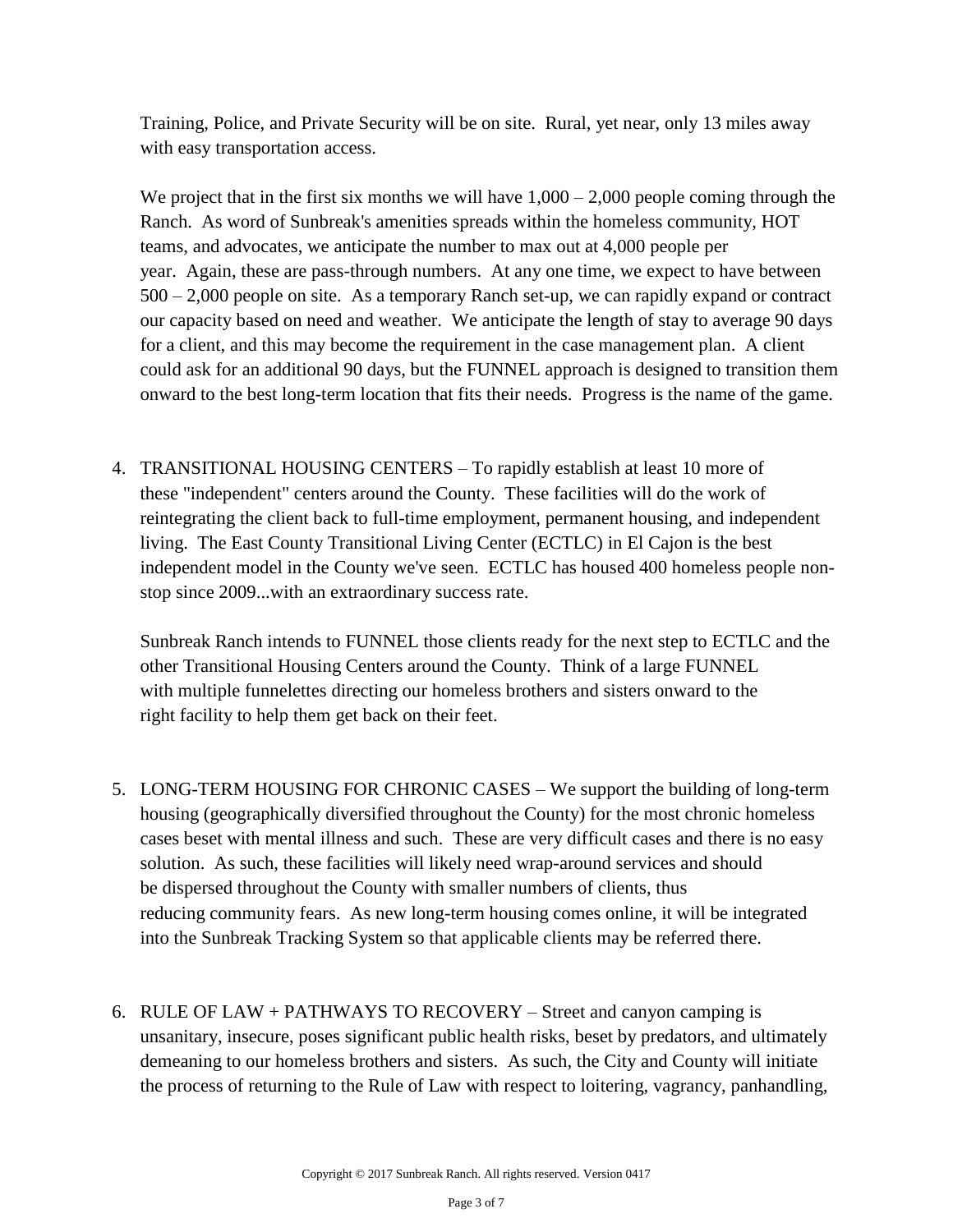Training, Police, and Private Security will be on site. Rural, yet near, only 13 miles away with easy transportation access.

We project that in the first six months we will have 1,000 – 2,000 people coming through the Ranch. As word of Sunbreak's amenities spreads within the homeless community, HOT teams, and advocates, we anticipate the number to max out at 4,000 people per year. Again, these are pass-through numbers. At any one time, we expect to have between 500 – 2,000 people on site. As a temporary Ranch set-up, we can rapidly expand or contract our capacity based on need and weather. We anticipate the length of stay to average 90 days for a client, and this may become the requirement in the case management plan. A client could ask for an additional 90 days, but the FUNNEL approach is designed to transition them onward to the best long-term location that fits their needs. Progress is the name of the game.

4. TRANSITIONAL HOUSING CENTERS – To rapidly establish at least 10 more of these "independent" centers around the County. These facilities will do the work of reintegrating the client back to full-time employment, permanent housing, and independent living. The East County Transitional Living Center (ECTLC) in El Cajon is the best independent model in the County we've seen. ECTLC has housed 400 homeless people non-stop since 2009...with an extraordinary success rate.

   Sunbreak Ranch intends to FUNNEL those clients ready for the next step to ECTLC and the other Transitional Housing Centers around the County. Think of a large FUNNEL with multiple funnelettes directing our homeless brothers and sisters onward to the right facility to help them get back on their feet.

5. LONG-TERM HOUSING FOR CHRONIC CASES – We support the building of long-term housing (geographically diversified throughout the County) for the most chronic homeless cases beset with mental illness and such. These are very difficult cases and there is no easy solution. As such, these facilities will likely need wrap-around services and should be dispersed throughout the County with smaller numbers of clients, thus reducing community fears. As new long-term housing comes online, it will be integrated into the Sunbreak Tracking System so that applicable clients may be referred there.

6. RULE OF LAW + PATHWAYS TO RECOVERY – Street and canyon camping is unsanitary, insecure, poses significant public health risks, beset by predators, and ultimately demeaning to our homeless brothers and sisters. As such, the City and County will initiate the process of returning to the Rule of Law with respect to loitering, vagrancy, panhandling,

Copyright © 2017 Sunbreak Ranch. All rights reserved. Version 0417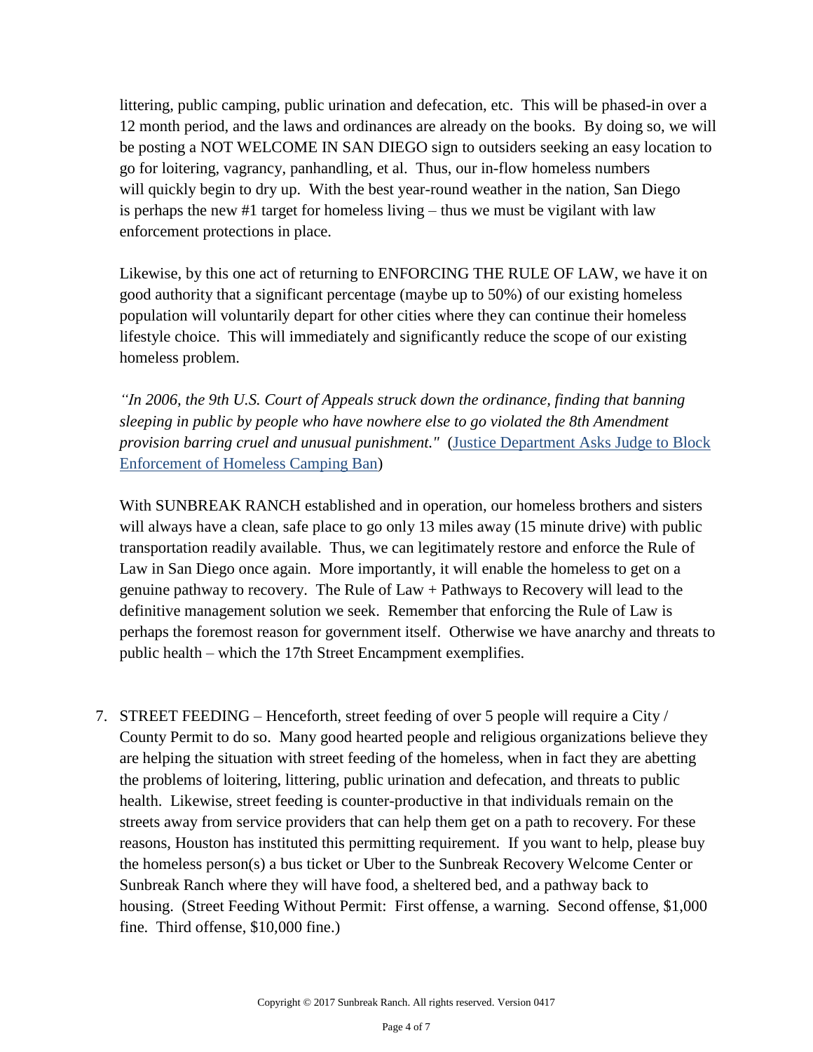littering, public camping, public urination and defecation, etc. This will be phased-in over a 12 month period, and the laws and ordinances are already on the books. By doing so, we will be posting a NOT WELCOME IN SAN DIEGO sign to outsiders seeking an easy location to go for loitering, vagrancy, panhandling, et al. Thus, our in-flow homeless numbers will quickly begin to dry up. With the best year-round weather in the nation, San Diego is perhaps the new #1 target for homeless living – thus we must be vigilant with law enforcement protections in place.

Likewise, by this one act of returning to ENFORCING THE RULE OF LAW, we have it on good authority that a significant percentage (maybe up to 50%) of our existing homeless population will voluntarily depart for other cities where they can continue their homeless lifestyle choice. This will immediately and significantly reduce the scope of our existing homeless problem.

*"In 2006, the 9th U.S. Court of Appeals struck down the ordinance, finding that banning sleeping in public by people who have nowhere else to go violated the 8th Amendment provision barring cruel and unusual punishment."* (Justice Department Asks Judge to Block Enforcement of Homeless Camping Ban)

With SUNBREAK RANCH established and in operation, our homeless brothers and sisters will always have a clean, safe place to go only 13 miles away (15 minute drive) with public transportation readily available. Thus, we can legitimately restore and enforce the Rule of Law in San Diego once again. More importantly, it will enable the homeless to get on a genuine pathway to recovery. The Rule of Law + Pathways to Recovery will lead to the definitive management solution we seek. Remember that enforcing the Rule of Law is perhaps the foremost reason for government itself. Otherwise we have anarchy and threats to public health – which the 17th Street Encampment exemplifies.

7. STREET FEEDING – Henceforth, street feeding of over 5 people will require a City / County Permit to do so. Many good hearted people and religious organizations believe they are helping the situation with street feeding of the homeless, when in fact they are abetting the problems of loitering, littering, public urination and defecation, and threats to public health. Likewise, street feeding is counter-productive in that individuals remain on the streets away from service providers that can help them get on a path to recovery. For these reasons, Houston has instituted this permitting requirement. If you want to help, please buy the homeless person(s) a bus ticket or Uber to the Sunbreak Recovery Welcome Center or Sunbreak Ranch where they will have food, a sheltered bed, and a pathway back to housing. (Street Feeding Without Permit: First offense, a warning. Second offense, $1,000 fine. Third offense, $10,000 fine.)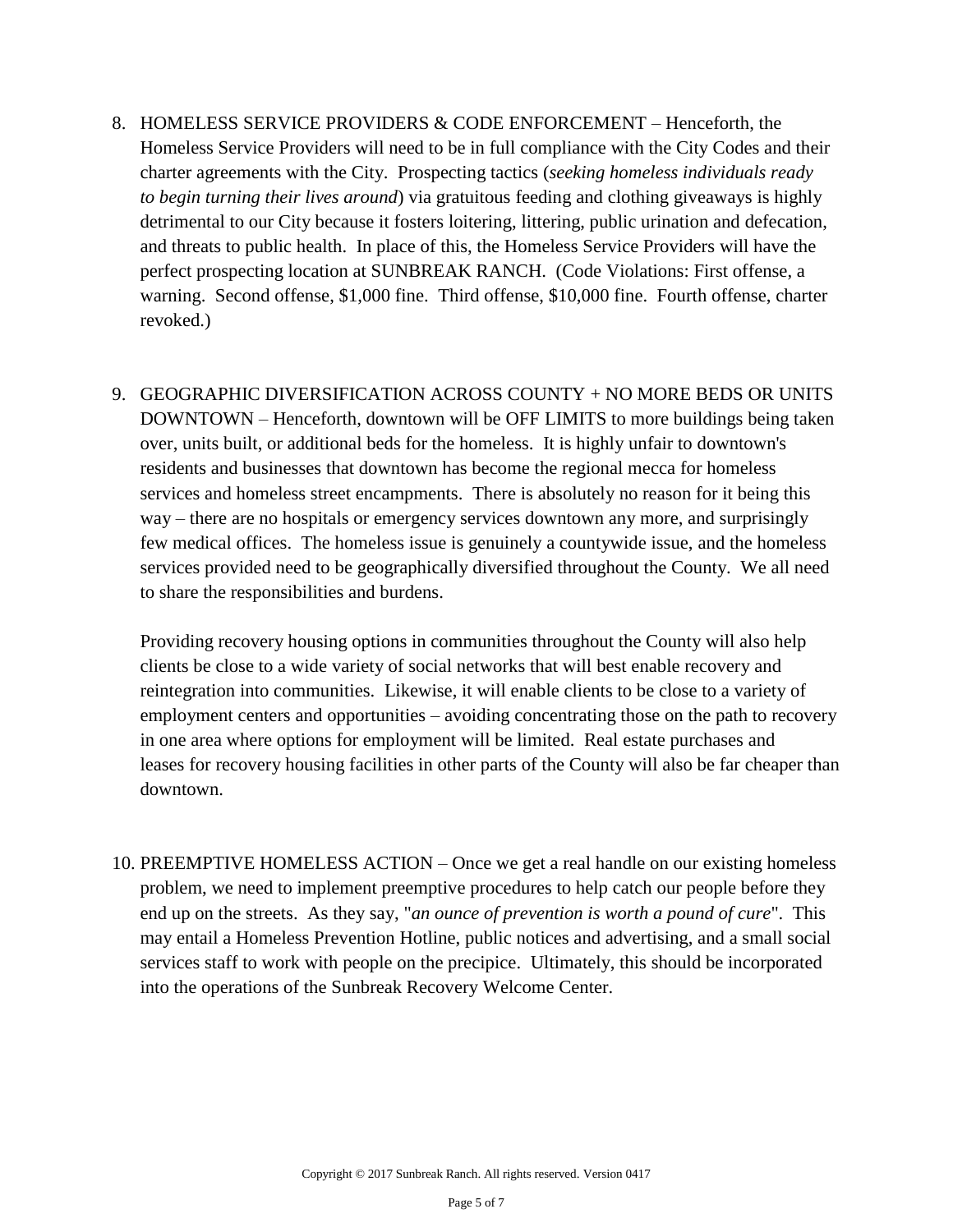8. HOMELESS SERVICE PROVIDERS & CODE ENFORCEMENT – Henceforth, the Homeless Service Providers will need to be in full compliance with the City Codes and their charter agreements with the City. Prospecting tactics (*seeking homeless individuals ready to begin turning their lives around*) via gratuitous feeding and clothing giveaways is highly detrimental to our City because it fosters loitering, littering, public urination and defecation, and threats to public health. In place of this, the Homeless Service Providers will have the perfect prospecting location at SUNBREAK RANCH. (Code Violations: First offense, a warning. Second offense, $1,000 fine. Third offense, $10,000 fine. Fourth offense, charter revoked.)

9. GEOGRAPHIC DIVERSIFICATION ACROSS COUNTY + NO MORE BEDS OR UNITS DOWNTOWN – Henceforth, downtown will be OFF LIMITS to more buildings being taken over, units built, or additional beds for the homeless. It is highly unfair to downtown's residents and businesses that downtown has become the regional mecca for homeless services and homeless street encampments. There is absolutely no reason for it being this way – there are no hospitals or emergency services downtown any more, and surprisingly few medical offices. The homeless issue is genuinely a countywide issue, and the homeless services provided need to be geographically diversified throughout the County. We all need to share the responsibilities and burdens.

   Providing recovery housing options in communities throughout the County will also help clients be close to a wide variety of social networks that will best enable recovery and reintegration into communities. Likewise, it will enable clients to be close to a variety of employment centers and opportunities – avoiding concentrating those on the path to recovery in one area where options for employment will be limited. Real estate purchases and leases for recovery housing facilities in other parts of the County will also be far cheaper than downtown.

10. PREEMPTIVE HOMELESS ACTION – Once we get a real handle on our existing homeless problem, we need to implement preemptive procedures to help catch our people before they end up on the streets. As they say, "*an ounce of prevention is worth a pound of cure*". This may entail a Homeless Prevention Hotline, public notices and advertising, and a small social services staff to work with people on the precipice. Ultimately, this should be incorporated into the operations of the Sunbreak Recovery Welcome Center.

Copyright © 2017 Sunbreak Ranch. All rights reserved. Version 0417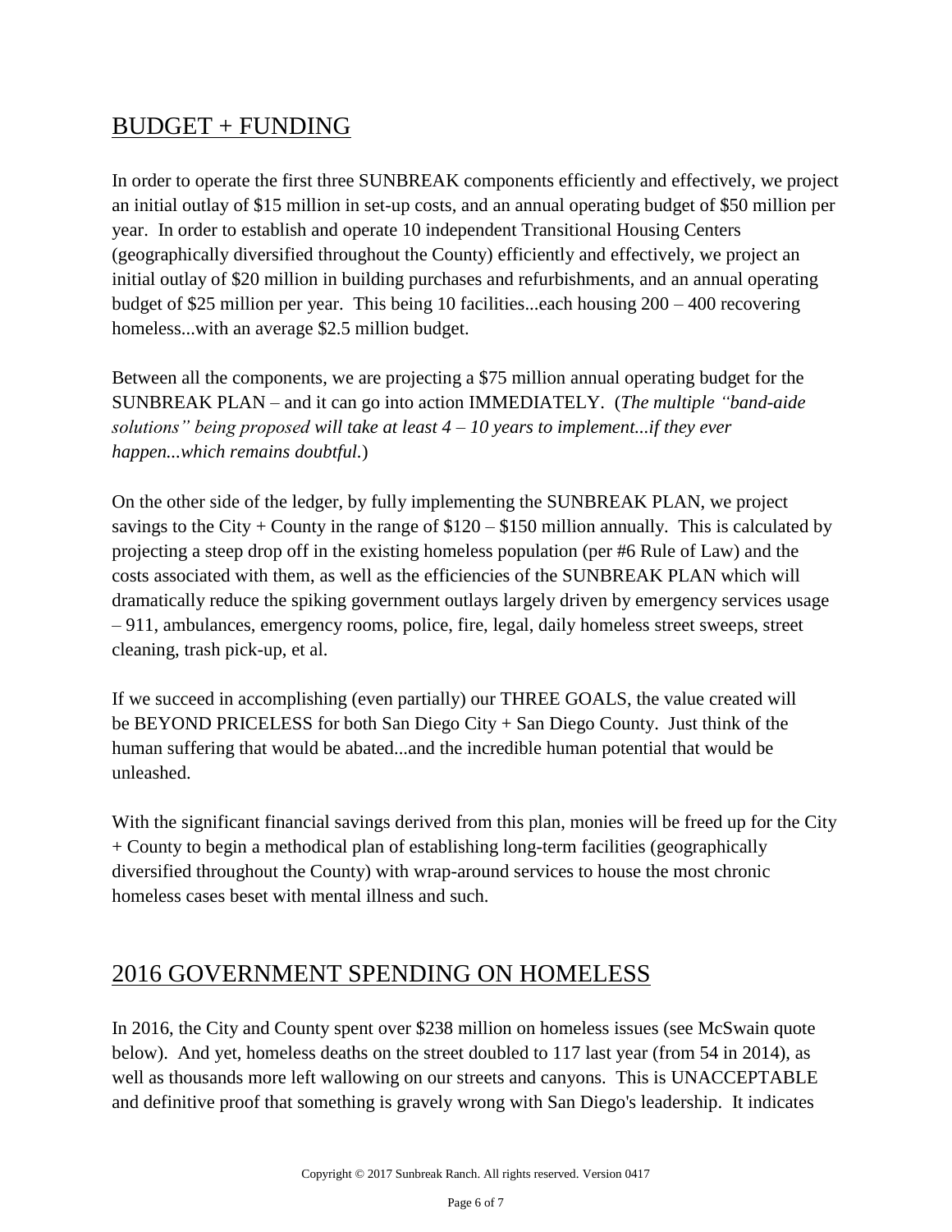## BUDGET + FUNDING

In order to operate the first three SUNBREAK components efficiently and effectively, we project an initial outlay of $15 million in set-up costs, and an annual operating budget of $50 million per year. In order to establish and operate 10 independent Transitional Housing Centers (geographically diversified throughout the County) efficiently and effectively, we project an initial outlay of $20 million in building purchases and refurbishments, and an annual operating budget of $25 million per year. This being 10 facilities...each housing 200 – 400 recovering homeless...with an average $2.5 million budget.

Between all the components, we are projecting a $75 million annual operating budget for the SUNBREAK PLAN – and it can go into action IMMEDIATELY. (*The multiple "band-aide solutions" being proposed will take at least 4 – 10 years to implement...if they ever happen...which remains doubtful.*)

On the other side of the ledger, by fully implementing the SUNBREAK PLAN, we project savings to the City + County in the range of $120 – $150 million annually. This is calculated by projecting a steep drop off in the existing homeless population (per #6 Rule of Law) and the costs associated with them, as well as the efficiencies of the SUNBREAK PLAN which will dramatically reduce the spiking government outlays largely driven by emergency services usage – 911, ambulances, emergency rooms, police, fire, legal, daily homeless street sweeps, street cleaning, trash pick-up, et al.

If we succeed in accomplishing (even partially) our THREE GOALS, the value created will be BEYOND PRICELESS for both San Diego City + San Diego County. Just think of the human suffering that would be abated...and the incredible human potential that would be unleashed.

With the significant financial savings derived from this plan, monies will be freed up for the City + County to begin a methodical plan of establishing long-term facilities (geographically diversified throughout the County) with wrap-around services to house the most chronic homeless cases beset with mental illness and such.

## 2016 GOVERNMENT SPENDING ON HOMELESS

In 2016, the City and County spent over $238 million on homeless issues (see McSwain quote below). And yet, homeless deaths on the street doubled to 117 last year (from 54 in 2014), as well as thousands more left wallowing on our streets and canyons. This is UNACCEPTABLE and definitive proof that something is gravely wrong with San Diego's leadership. It indicates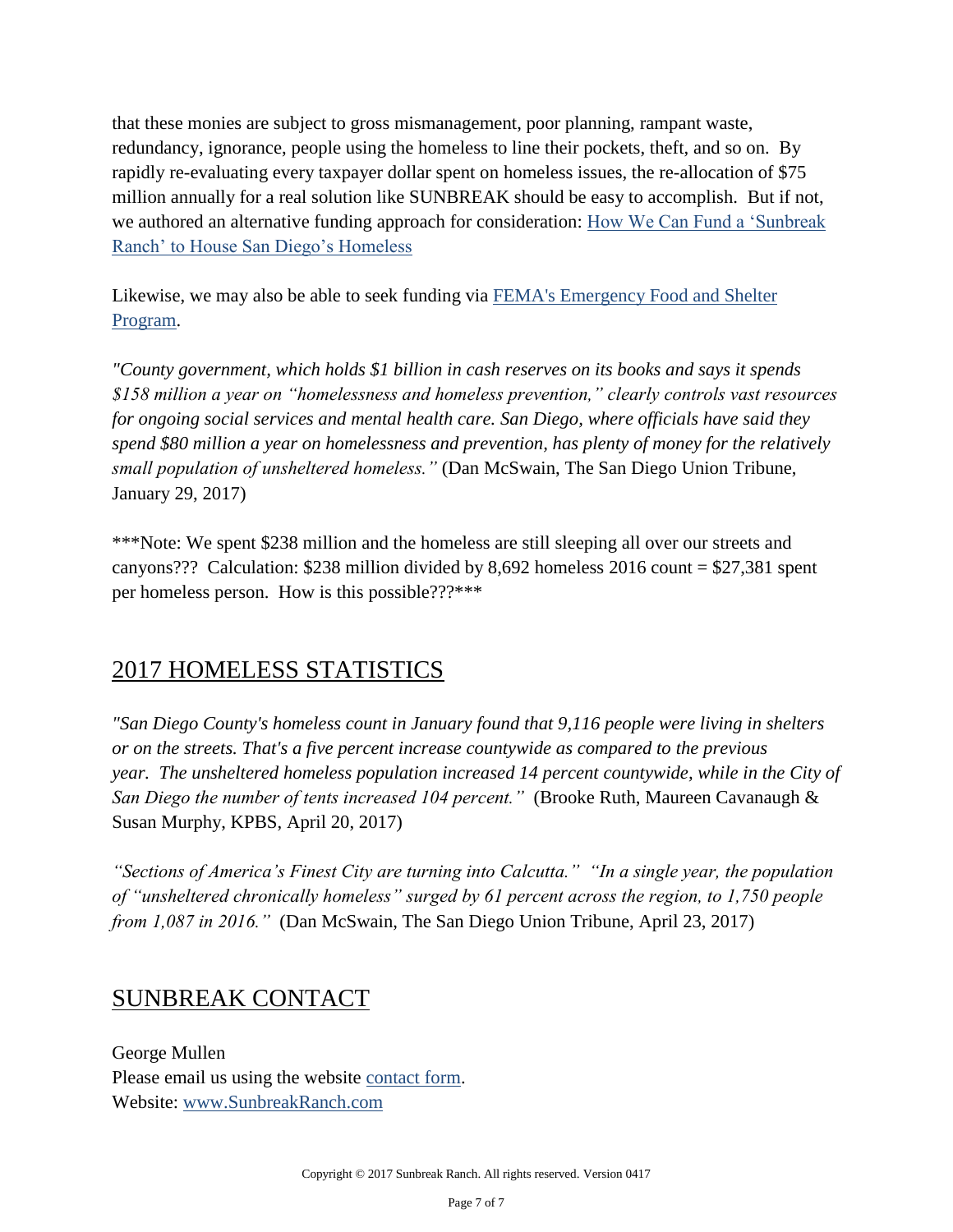that these monies are subject to gross mismanagement, poor planning, rampant waste, redundancy, ignorance, people using the homeless to line their pockets, theft, and so on. By rapidly re-evaluating every taxpayer dollar spent on homeless issues, the re-allocation of $75 million annually for a real solution like SUNBREAK should be easy to accomplish. But if not, we authored an alternative funding approach for consideration: [How We Can Fund a 'Sunbreak Ranch' to House San Diego's Homeless]()

Likewise, we may also be able to seek funding via [FEMA's Emergency Food and Shelter Program]().

*"County government, which holds $1 billion in cash reserves on its books and says it spends $158 million a year on "homelessness and homeless prevention," clearly controls vast resources for ongoing social services and mental health care. San Diego, where officials have said they spend $80 million a year on homelessness and prevention, has plenty of money for the relatively small population of unsheltered homeless."* (Dan McSwain, The San Diego Union Tribune, January 29, 2017)

***Note: We spent $238 million and the homeless are still sleeping all over our streets and canyons??? Calculation: $238 million divided by 8,692 homeless 2016 count = $27,381 spent per homeless person. How is this possible???***

## 2017 HOMELESS STATISTICS

*"San Diego County's homeless count in January found that 9,116 people were living in shelters or on the streets. That's a five percent increase countywide as compared to the previous year. The unsheltered homeless population increased 14 percent countywide, while in the City of San Diego the number of tents increased 104 percent."* (Brooke Ruth, Maureen Cavanaugh & Susan Murphy, KPBS, April 20, 2017)

*"Sections of America's Finest City are turning into Calcutta." "In a single year, the population of "unsheltered chronically homeless" surged by 61 percent across the region, to 1,750 people from 1,087 in 2016."* (Dan McSwain, The San Diego Union Tribune, April 23, 2017)

## SUNBREAK CONTACT

George Mullen
Please email us using the website [contact form]().
Website: [www.SunbreakRanch.com]()

Copyright © 2017 Sunbreak Ranch. All rights reserved. Version 0417